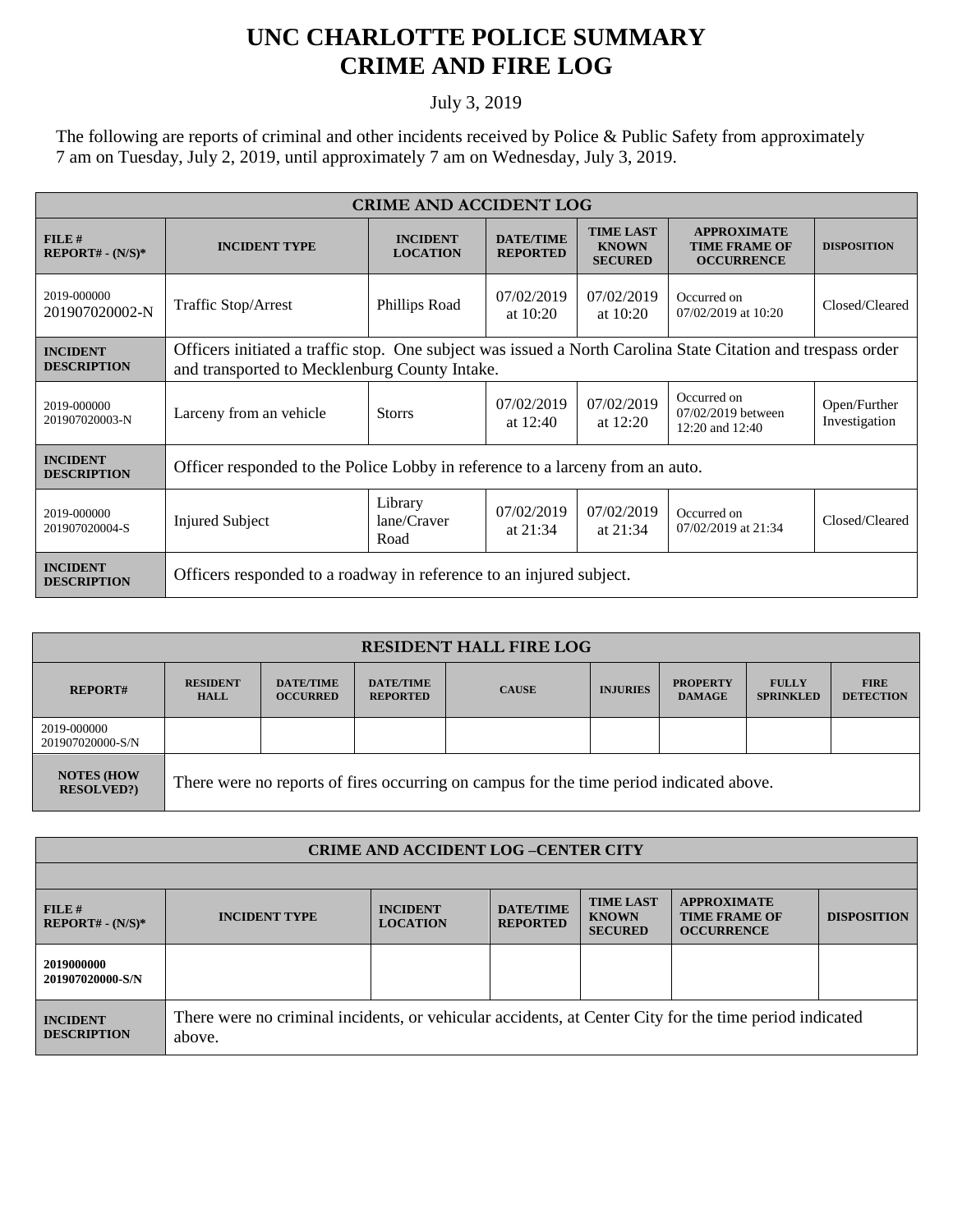# UNC CHARLOTTE POLICE SUMMARY
# CRIME AND FIRE LOG

July 3, 2019

The following are reports of criminal and other incidents received by Police & Public Safety from approximately 7 am on Tuesday, July 2, 2019, until approximately 7 am on Wednesday, July 3, 2019.

| CRIME AND ACCIDENT LOG | | | | | | |
|---|---|---|---|---|---|---|
| **FILE # REPORT# - (N/S)*** | **INCIDENT TYPE** | **INCIDENT LOCATION** | **DATE/TIME REPORTED** | **TIME LAST KNOWN SECURED** | **APPROXIMATE TIME FRAME OF OCCURRENCE** | **DISPOSITION** |
| 2019-000000 201907020002-N | Traffic Stop/Arrest | Phillips Road | 07/02/2019 at 10:20 | 07/02/2019 at 10:20 | Occurred on 07/02/2019 at 10:20 | Closed/Cleared |
| **INCIDENT DESCRIPTION** | Officers initiated a traffic stop. One subject was issued a North Carolina State Citation and trespass order and transported to Mecklenburg County Intake. | | | | | |
| 2019-000000 201907020003-N | Larceny from an vehicle | Storrs | 07/02/2019 at 12:40 | 07/02/2019 at 12:20 | Occurred on 07/02/2019 between 12:20 and 12:40 | Open/Further Investigation |
| **INCIDENT DESCRIPTION** | Officer responded to the Police Lobby in reference to a larceny from an auto. | | | | | |
| 2019-000000 201907020004-S | Injured Subject | Library lane/Craver Road | 07/02/2019 at 21:34 | 07/02/2019 at 21:34 | Occurred on 07/02/2019 at 21:34 | Closed/Cleared |
| **INCIDENT DESCRIPTION** | Officers responded to a roadway in reference to an injured subject. | | | | | |

| RESIDENT HALL FIRE LOG | | | | | | | | |
|---|---|---|---|---|---|---|---|---|
| **REPORT#** | **RESIDENT HALL** | **DATE/TIME OCCURRED** | **DATE/TIME REPORTED** | **CAUSE** | **INJURIES** | **PROPERTY DAMAGE** | **FULLY SPRINKLED** | **FIRE DETECTION** |
| 2019-000000 201907020000-S/N | | | | | | | | |
| **NOTES (HOW RESOLVED?)** | There were no reports of fires occurring on campus for the time period indicated above. | | | | | | | |

| CRIME AND ACCIDENT LOG –CENTER CITY | | | | | | |
|---|---|---|---|---|---|---|
| **FILE # REPORT# - (N/S)*** | **INCIDENT TYPE** | **INCIDENT LOCATION** | **DATE/TIME REPORTED** | **TIME LAST KNOWN SECURED** | **APPROXIMATE TIME FRAME OF OCCURRENCE** | **DISPOSITION** |
| **2019000000 201907020000-S/N** | | | | | | |
| **INCIDENT DESCRIPTION** | There were no criminal incidents, or vehicular accidents, at Center City for the time period indicated above. | | | | | |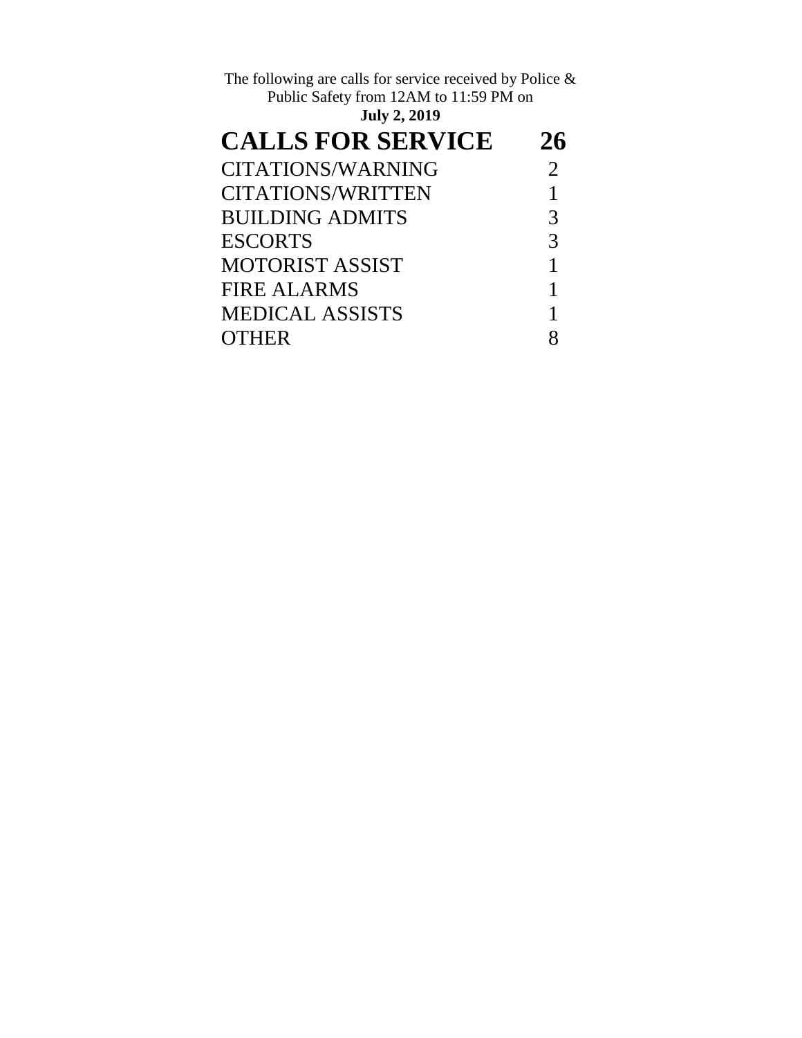The following are calls for service received by Police & Public Safety from 12AM to 11:59 PM on

**July 2, 2019**

| | |
|---|---|
| **CALLS FOR SERVICE** | **26** |
| CITATIONS/WARNING | 2 |
| CITATIONS/WRITTEN | 1 |
| BUILDING ADMITS | 3 |
| ESCORTS | 3 |
| MOTORIST ASSIST | 1 |
| FIRE ALARMS | 1 |
| MEDICAL ASSISTS | 1 |
| OTHER | 8 |